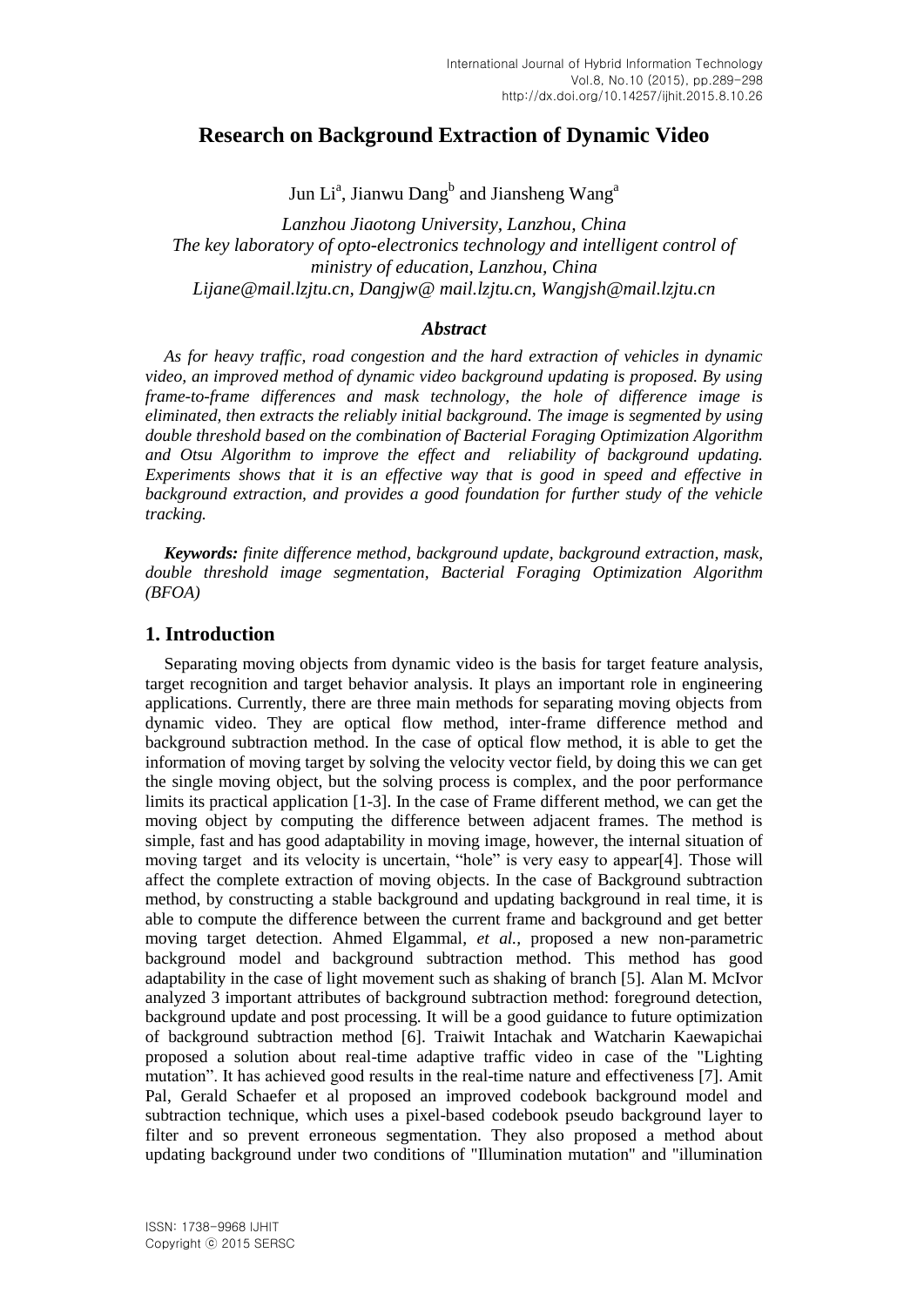# Research on Background Extraction of Dynamic Video

Jun Li[a], Jianwu Dang[b] and Jiansheng Wang[a]

*Lanzhou Jiaotong University, Lanzhou, China*
*The key laboratory of opto-electronics technology and intelligent control of ministry of education, Lanzhou, China*
*Lijane@mail.lzjtu.cn, Dangjw@ mail.lzjtu.cn, Wangjsh@mail.lzjtu.cn*

### *Abstract*

*As for heavy traffic, road congestion and the hard extraction of vehicles in dynamic video, an improved method of dynamic video background updating is proposed. By using frame-to-frame differences and mask technology, the hole of difference image is eliminated, then extracts the reliably initial background. The image is segmented by using double threshold based on the combination of Bacterial Foraging Optimization Algorithm and Otsu Algorithm to improve the effect and reliability of background updating. Experiments shows that it is an effective way that is good in speed and effective in background extraction, and provides a good foundation for further study of the vehicle tracking.*

***Keywords:*** *finite difference method, background update, background extraction, mask, double threshold image segmentation, Bacterial Foraging Optimization Algorithm (BFOA)*

## 1. Introduction

Separating moving objects from dynamic video is the basis for target feature analysis, target recognition and target behavior analysis. It plays an important role in engineering applications. Currently, there are three main methods for separating moving objects from dynamic video. They are optical flow method, inter-frame difference method and background subtraction method. In the case of optical flow method, it is able to get the information of moving target by solving the velocity vector field, by doing this we can get the single moving object, but the solving process is complex, and the poor performance limits its practical application [1-3]. In the case of Frame different method, we can get the moving object by computing the difference between adjacent frames. The method is simple, fast and has good adaptability in moving image, however, the internal situation of moving target and its velocity is uncertain, "hole" is very easy to appear[4]. Those will affect the complete extraction of moving objects. In the case of Background subtraction method, by constructing a stable background and updating background in real time, it is able to compute the difference between the current frame and background and get better moving target detection. Ahmed Elgammal, *et al.,* proposed a new non-parametric background model and background subtraction method. This method has good adaptability in the case of light movement such as shaking of branch [5]. Alan M. McIvor analyzed 3 important attributes of background subtraction method: foreground detection, background update and post processing. It will be a good guidance to future optimization of background subtraction method [6]. Traiwit Intachak and Watcharin Kaewapichai proposed a solution about real-time adaptive traffic video in case of the "Lighting mutation". It has achieved good results in the real-time nature and effectiveness [7]. Amit Pal, Gerald Schaefer et al proposed an improved codebook background model and subtraction technique, which uses a pixel-based codebook pseudo background layer to filter and so prevent erroneous segmentation. They also proposed a method about updating background under two conditions of "Illumination mutation" and "illumination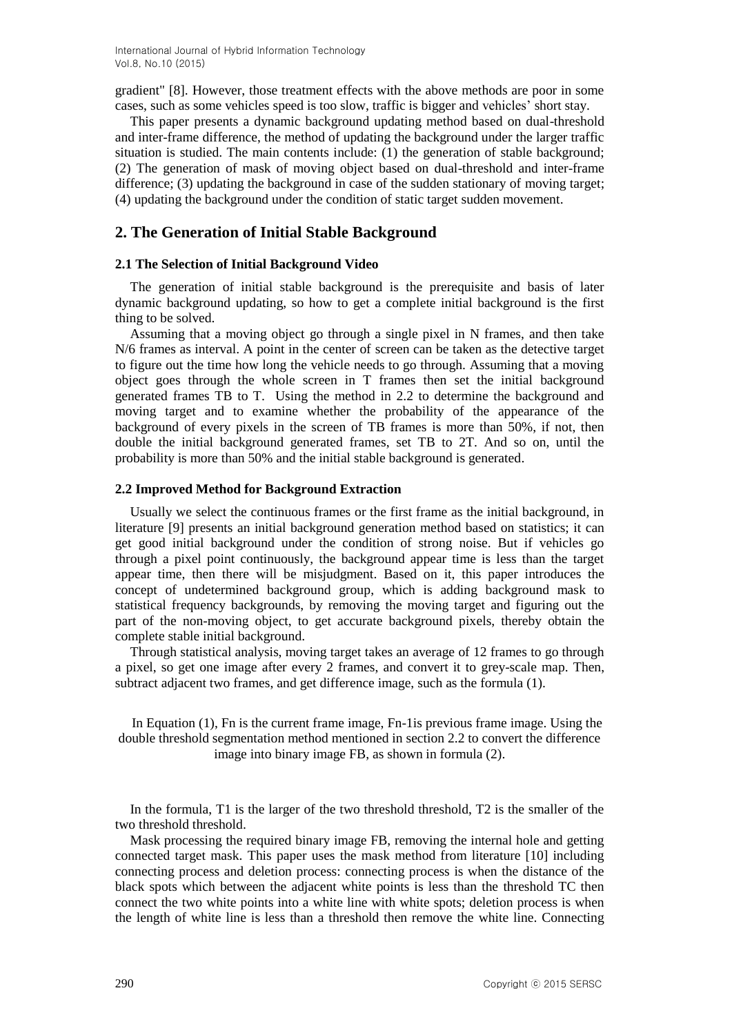gradient" [8]. However, those treatment effects with the above methods are poor in some cases, such as some vehicles speed is too slow, traffic is bigger and vehicles' short stay.

This paper presents a dynamic background updating method based on dual-threshold and inter-frame difference, the method of updating the background under the larger traffic situation is studied. The main contents include: (1) the generation of stable background; (2) The generation of mask of moving object based on dual-threshold and inter-frame difference; (3) updating the background in case of the sudden stationary of moving target; (4) updating the background under the condition of static target sudden movement.

## 2. The Generation of Initial Stable Background

### 2.1 The Selection of Initial Background Video

The generation of initial stable background is the prerequisite and basis of later dynamic background updating, so how to get a complete initial background is the first thing to be solved.

Assuming that a moving object go through a single pixel in N frames, and then take N/6 frames as interval. A point in the center of screen can be taken as the detective target to figure out the time how long the vehicle needs to go through. Assuming that a moving object goes through the whole screen in T frames then set the initial background generated frames TB to T. Using the method in 2.2 to determine the background and moving target and to examine whether the probability of the appearance of the background of every pixels in the screen of TB frames is more than 50%, if not, then double the initial background generated frames, set TB to 2T. And so on, until the probability is more than 50% and the initial stable background is generated.

### 2.2 Improved Method for Background Extraction

Usually we select the continuous frames or the first frame as the initial background, in literature [9] presents an initial background generation method based on statistics; it can get good initial background under the condition of strong noise. But if vehicles go through a pixel point continuously, the background appear time is less than the target appear time, then there will be misjudgment. Based on it, this paper introduces the concept of undetermined background group, which is adding background mask to statistical frequency backgrounds, by removing the moving target and figuring out the part of the non-moving object, to get accurate background pixels, thereby obtain the complete stable initial background.

Through statistical analysis, moving target takes an average of 12 frames to go through a pixel, so get one image after every 2 frames, and convert it to grey-scale map. Then, subtract adjacent two frames, and get difference image, such as the formula (1).

In Equation (1), Fn is the current frame image, Fn-1is previous frame image. Using the double threshold segmentation method mentioned in section 2.2 to convert the difference image into binary image FB, as shown in formula (2).

In the formula, T1 is the larger of the two threshold threshold, T2 is the smaller of the two threshold threshold.

Mask processing the required binary image FB, removing the internal hole and getting connected target mask. This paper uses the mask method from literature [10] including connecting process and deletion process: connecting process is when the distance of the black spots which between the adjacent white points is less than the threshold TC then connect the two white points into a white line with white spots; deletion process is when the length of white line is less than a threshold then remove the white line. Connecting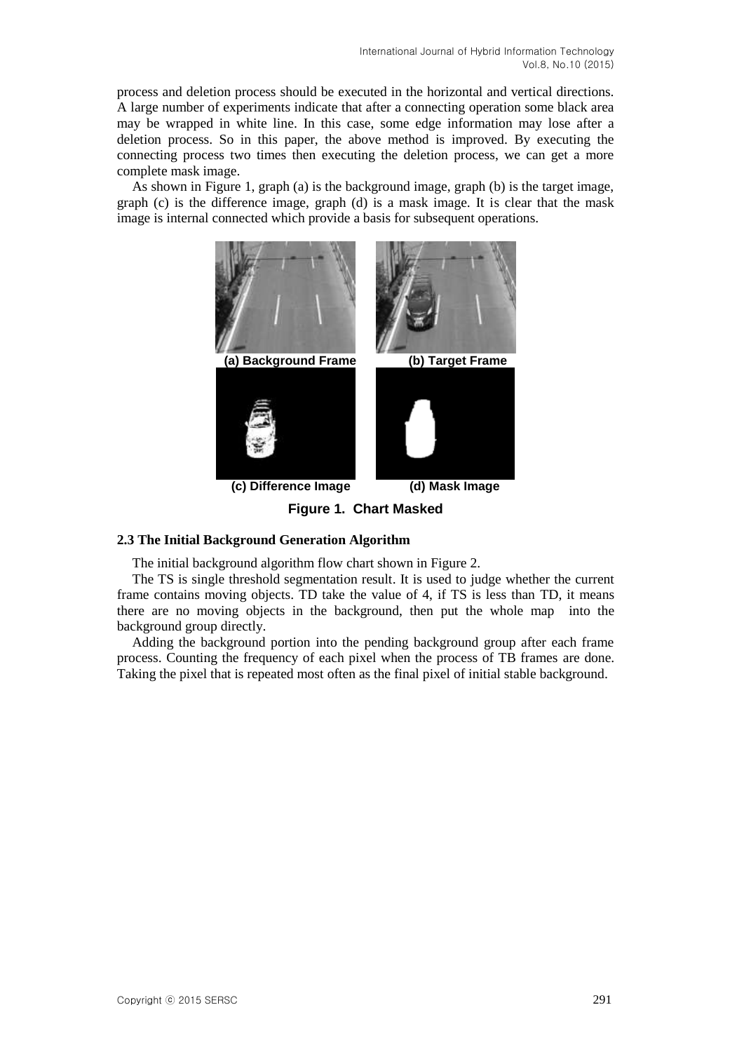process and deletion process should be executed in the horizontal and vertical directions. A large number of experiments indicate that after a connecting operation some black area may be wrapped in white line. In this case, some edge information may lose after a deletion process. So in this paper, the above method is improved. By executing the connecting process two times then executing the deletion process, we can get a more complete mask image.

As shown in Figure 1, graph (a) is the background image, graph (b) is the target image, graph (c) is the difference image, graph (d) is a mask image. It is clear that the mask image is internal connected which provide a basis for subsequent operations.

(a) Background Frame (b) Target Frame

(c) Difference Image (d) Mask Image

**Figure 1. Chart Masked**

### 2.3 The Initial Background Generation Algorithm

The initial background algorithm flow chart shown in Figure 2.

The TS is single threshold segmentation result. It is used to judge whether the current frame contains moving objects. TD take the value of 4, if TS is less than TD, it means there are no moving objects in the background, then put the whole map into the background group directly.

Adding the background portion into the pending background group after each frame process. Counting the frequency of each pixel when the process of TB frames are done. Taking the pixel that is repeated most often as the final pixel of initial stable background.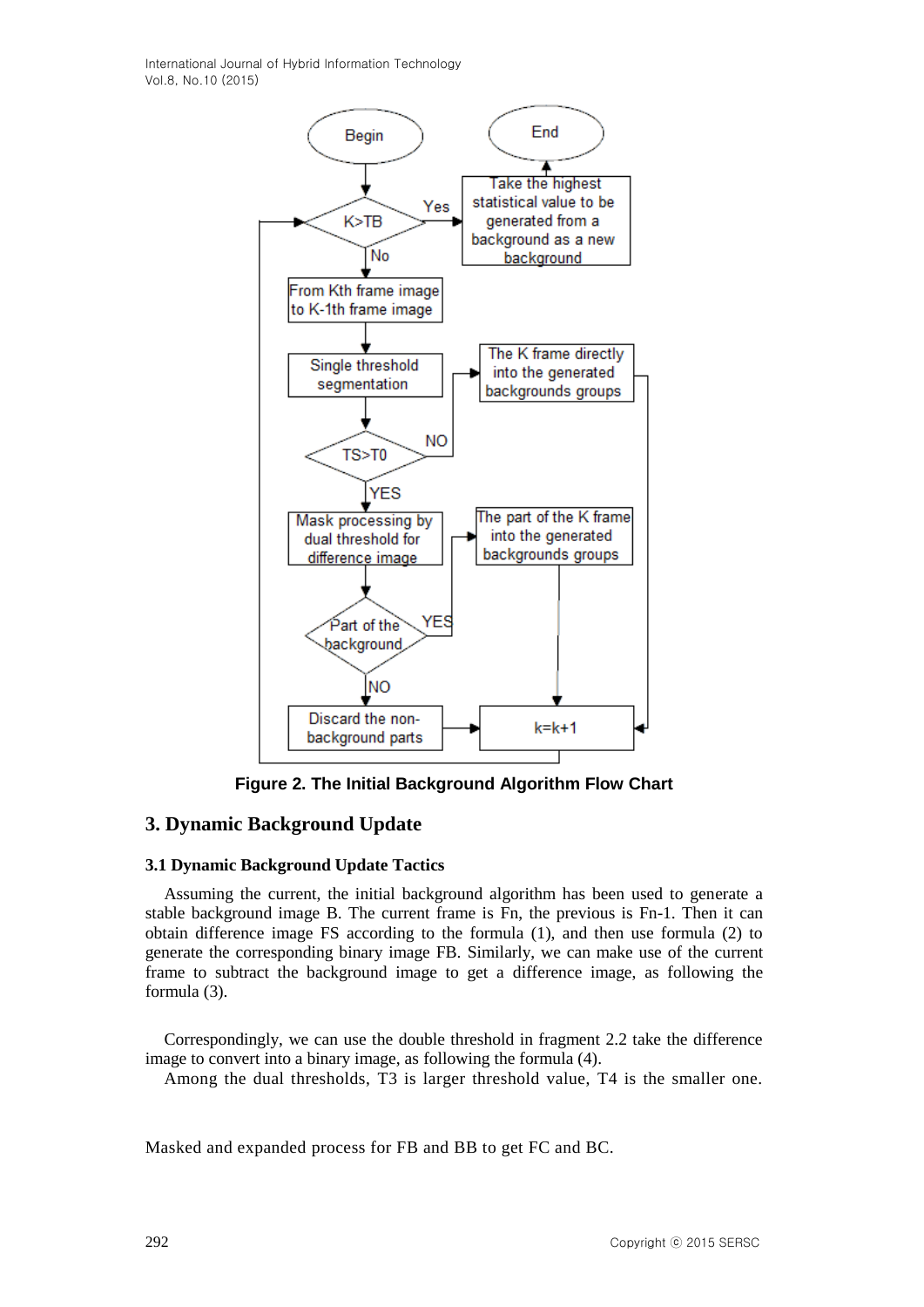Figure 2. The Initial Background Algorithm Flow Chart

## 3. Dynamic Background Update

### 3.1 Dynamic Background Update Tactics

Assuming the current, the initial background algorithm has been used to generate a stable background image B. The current frame is Fn, the previous is Fn-1. Then it can obtain difference image FS according to the formula (1), and then use formula (2) to generate the corresponding binary image FB. Similarly, we can make use of the current frame to subtract the background image to get a difference image, as following the formula (3).

Correspondingly, we can use the double threshold in fragment 2.2 take the difference image to convert into a binary image, as following the formula (4).

Among the dual thresholds, T3 is larger threshold value, T4 is the smaller one.

Masked and expanded process for FB and BB to get FC and BC.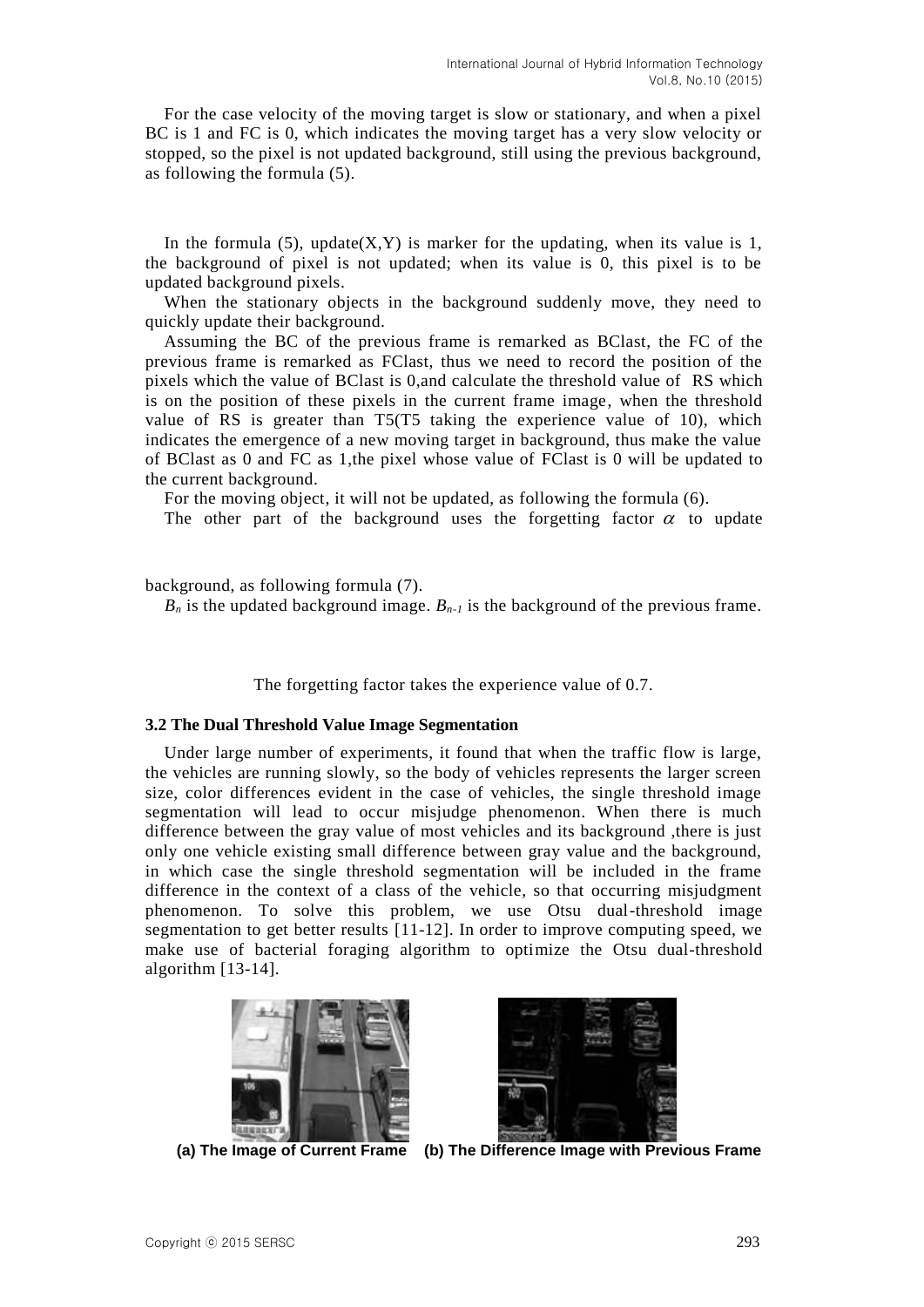For the case velocity of the moving target is slow or stationary, and when a pixel BC is 1 and FC is 0, which indicates the moving target has a very slow velocity or stopped, so the pixel is not updated background, still using the previous background, as following the formula (5).

In the formula (5), update(X,Y) is marker for the updating, when its value is 1, the background of pixel is not updated; when its value is 0, this pixel is to be updated background pixels.

When the stationary objects in the background suddenly move, they need to quickly update their background.

Assuming the BC of the previous frame is remarked as BClast, the FC of the previous frame is remarked as FClast, thus we need to record the position of the pixels which the value of BClast is 0,and calculate the threshold value of RS which is on the position of these pixels in the current frame image, when the threshold value of RS is greater than T5(T5 taking the experience value of 10), which indicates the emergence of a new moving target in background, thus make the value of BClast as 0 and FC as 1,the pixel whose value of FClast is 0 will be updated to the current background.

For the moving object, it will not be updated, as following the formula (6).

The other part of the background uses the forgetting factor $\alpha$ to update

background, as following formula (7).

$B_n$ is the updated background image. $B_{n-1}$ is the background of the previous frame.

The forgetting factor takes the experience value of 0.7.

### 3.2 The Dual Threshold Value Image Segmentation

Under large number of experiments, it found that when the traffic flow is large, the vehicles are running slowly, so the body of vehicles represents the larger screen size, color differences evident in the case of vehicles, the single threshold image segmentation will lead to occur misjudge phenomenon. When there is much difference between the gray value of most vehicles and its background ,there is just only one vehicle existing small difference between gray value and the background, in which case the single threshold segmentation will be included in the frame difference in the context of a class of the vehicle, so that occurring misjudgment phenomenon. To solve this problem, we use Otsu dual-threshold image segmentation to get better results [11-12]. In order to improve computing speed, we make use of bacterial foraging algorithm to optimize the Otsu dual-threshold algorithm [13-14].

**(a) The Image of Current Frame** **(b) The Difference Image with Previous Frame**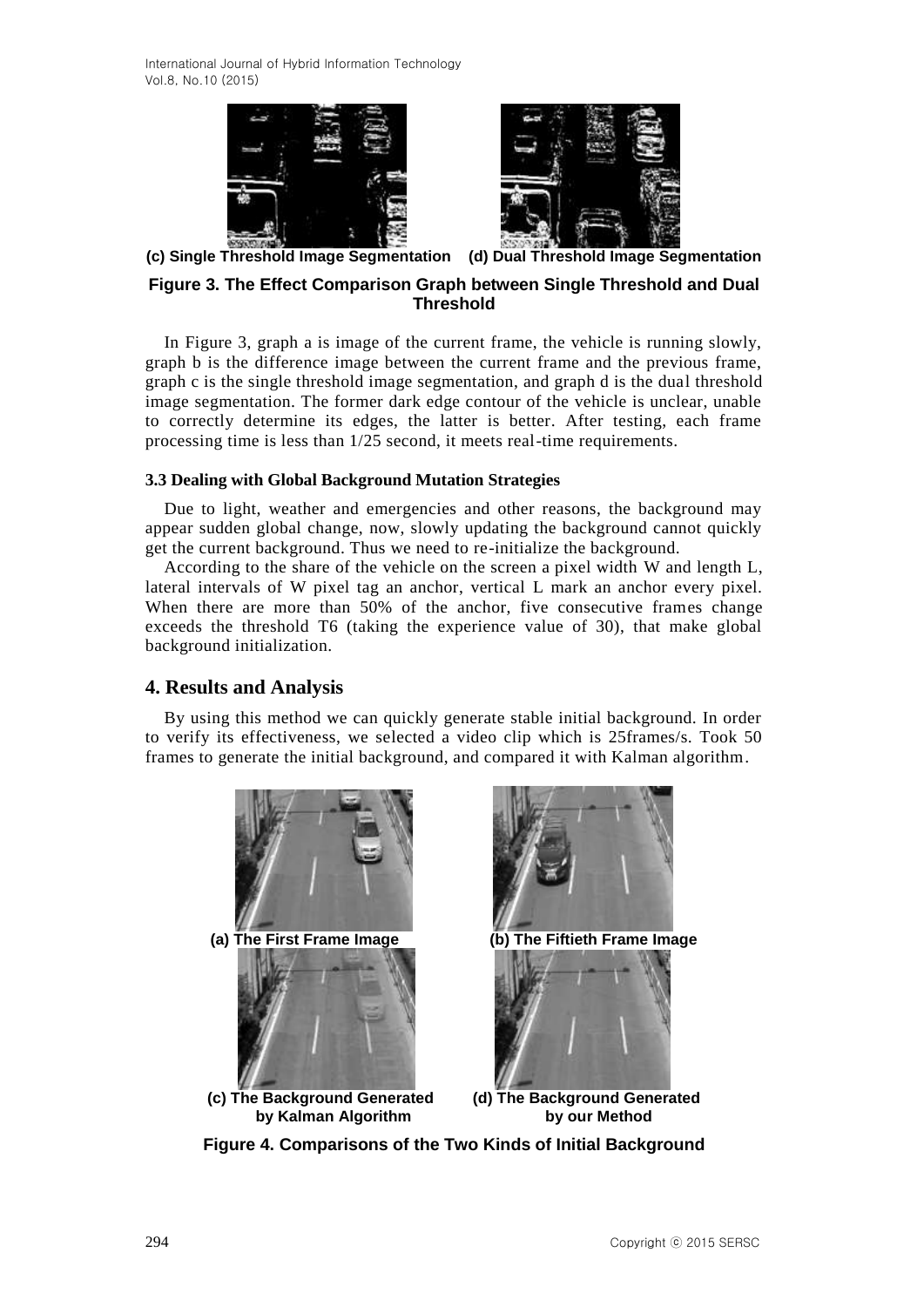(c) Single Threshold Image Segmentation (d) Dual Threshold Image Segmentation

**Figure 3. The Effect Comparison Graph between Single Threshold and Dual Threshold**

In Figure 3, graph a is image of the current frame, the vehicle is running slowly, graph b is the difference image between the current frame and the previous frame, graph c is the single threshold image segmentation, and graph d is the dual threshold image segmentation. The former dark edge contour of the vehicle is unclear, unable to correctly determine its edges, the latter is better. After testing, each frame processing time is less than 1/25 second, it meets real-time requirements.

### 3.3 Dealing with Global Background Mutation Strategies

Due to light, weather and emergencies and other reasons, the background may appear sudden global change, now, slowly updating the background cannot quickly get the current background. Thus we need to re-initialize the background.

According to the share of the vehicle on the screen a pixel width W and length L, lateral intervals of W pixel tag an anchor, vertical L mark an anchor every pixel. When there are more than 50% of the anchor, five consecutive frames change exceeds the threshold T6 (taking the experience value of 30), that make global background initialization.

## 4. Results and Analysis

By using this method we can quickly generate stable initial background. In order to verify its effectiveness, we selected a video clip which is 25frames/s. Took 50 frames to generate the initial background, and compared it with Kalman algorithm.

(a) The First Frame Image (b) The Fiftieth Frame Image

(c) The Background Generated by Kalman Algorithm (d) The Background Generated by our Method

**Figure 4. Comparisons of the Two Kinds of Initial Background**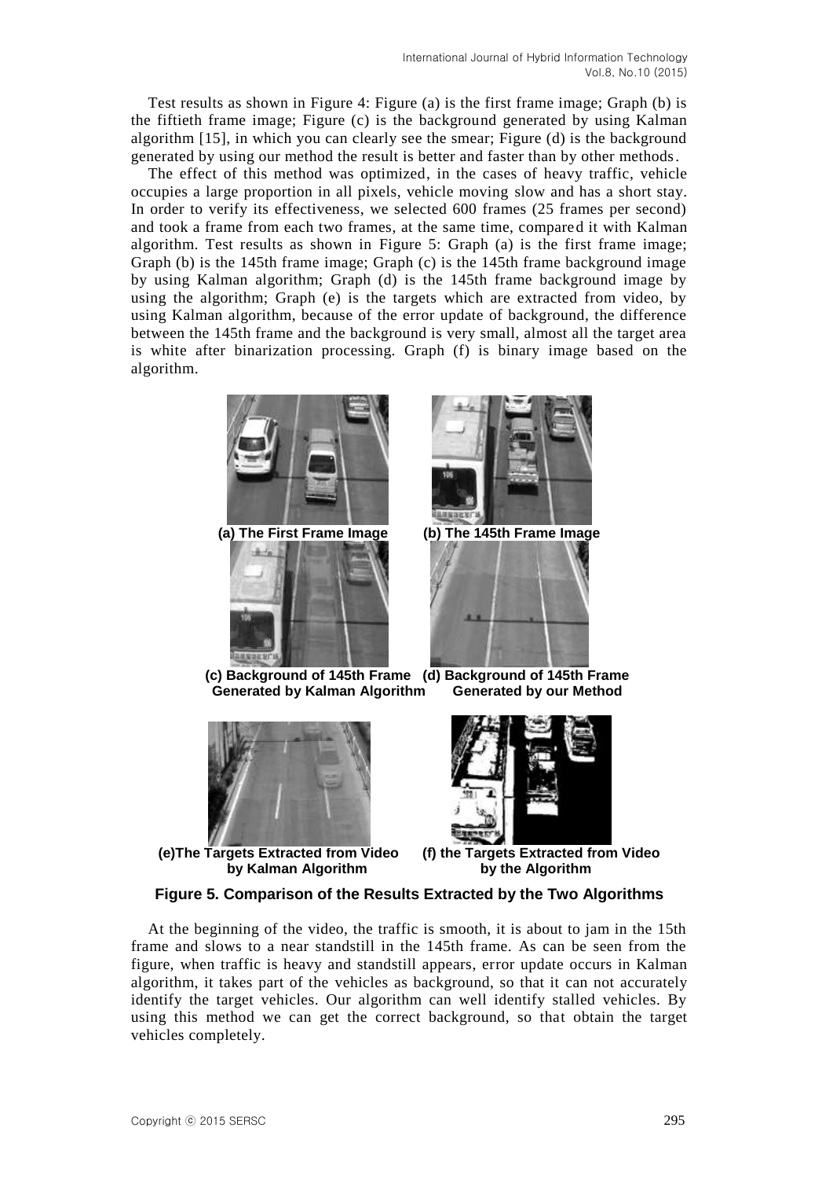Test results as shown in Figure 4: Figure (a) is the first frame image; Graph (b) is the fiftieth frame image; Figure (c) is the background generated by using Kalman algorithm [15], in which you can clearly see the smear; Figure (d) is the background generated by using our method the result is better and faster than by other methods.

The effect of this method was optimized, in the cases of heavy traffic, vehicle occupies a large proportion in all pixels, vehicle moving slow and has a short stay. In order to verify its effectiveness, we selected 600 frames (25 frames per second) and took a frame from each two frames, at the same time, compared it with Kalman algorithm. Test results as shown in Figure 5: Graph (a) is the first frame image; Graph (b) is the 145th frame image; Graph (c) is the 145th frame background image by using Kalman algorithm; Graph (d) is the 145th frame background image by using the algorithm; Graph (e) is the targets which are extracted from video, by using Kalman algorithm, because of the error update of background, the difference between the 145th frame and the background is very small, almost all the target area is white after binarization processing. Graph (f) is binary image based on the algorithm.

(a) The First Frame Image

(b) The 145th Frame Image

(c) Background of 145th Frame Generated by Kalman Algorithm

(d) Background of 145th Frame Generated by our Method

(e)The Targets Extracted from Video by Kalman Algorithm

(f) the Targets Extracted from Video by the Algorithm

**Figure 5. Comparison of the Results Extracted by the Two Algorithms**

At the beginning of the video, the traffic is smooth, it is about to jam in the 15th frame and slows to a near standstill in the 145th frame. As can be seen from the figure, when traffic is heavy and standstill appears, error update occurs in Kalman algorithm, it takes part of the vehicles as background, so that it can not accurately identify the target vehicles. Our algorithm can well identify stalled vehicles. By using this method we can get the correct background, so that obtain the target vehicles completely.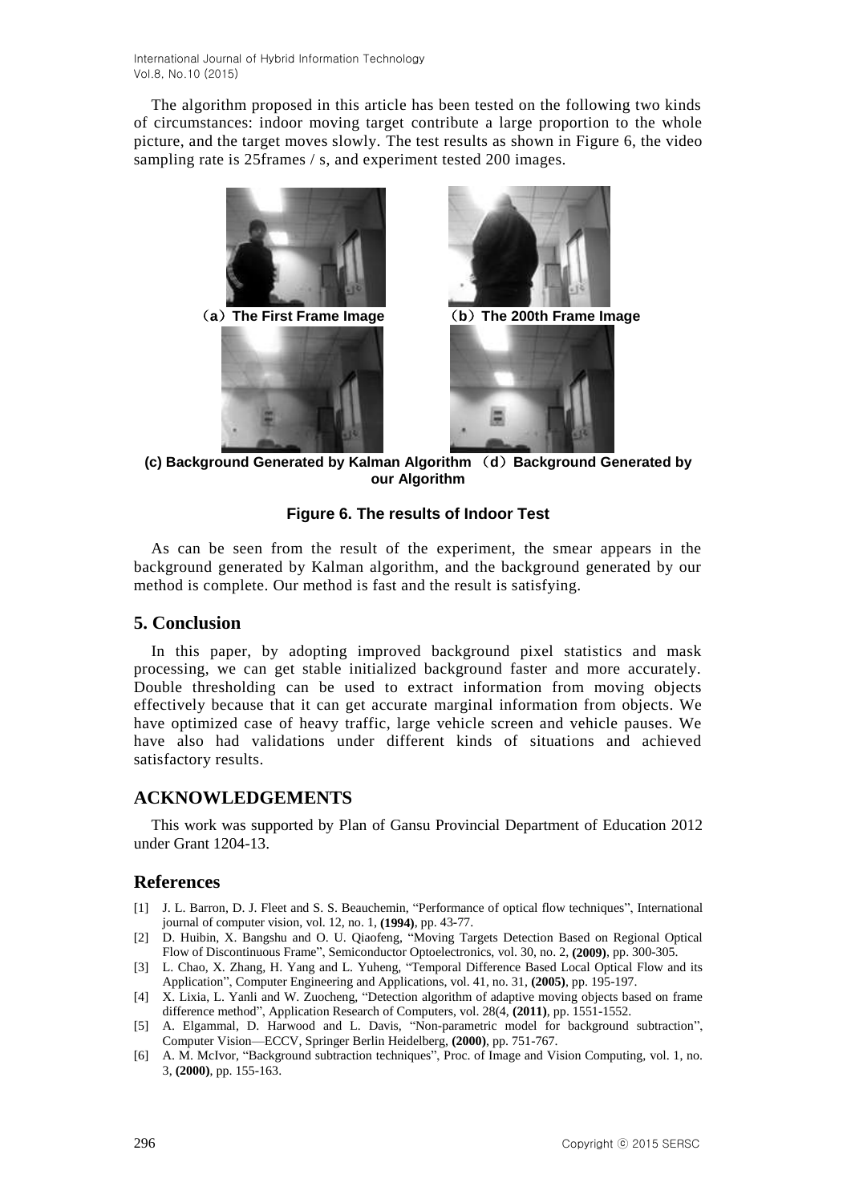The algorithm proposed in this article has been tested on the following two kinds of circumstances: indoor moving target contribute a large proportion to the whole picture, and the target moves slowly. The test results as shown in Figure 6, the video sampling rate is 25frames / s, and experiment tested 200 images.

**(a) The First Frame Image** **(b) The 200th Frame Image**

**(c) Background Generated by Kalman Algorithm (d) Background Generated by our Algorithm**

**Figure 6. The results of Indoor Test**

As can be seen from the result of the experiment, the smear appears in the background generated by Kalman algorithm, and the background generated by our method is complete. Our method is fast and the result is satisfying.

## 5. Conclusion

In this paper, by adopting improved background pixel statistics and mask processing, we can get stable initialized background faster and more accurately. Double thresholding can be used to extract information from moving objects effectively because that it can get accurate marginal information from objects. We have optimized case of heavy traffic, large vehicle screen and vehicle pauses. We have also had validations under different kinds of situations and achieved satisfactory results.

## ACKNOWLEDGEMENTS

This work was supported by Plan of Gansu Provincial Department of Education 2012 under Grant 1204-13.

## References

[1] J. L. Barron, D. J. Fleet and S. S. Beauchemin, "Performance of optical flow techniques", International journal of computer vision, vol. 12, no. 1, **(1994)**, pp. 43-77.

[2] D. Huibin, X. Bangshu and O. U. Qiaofeng, "Moving Targets Detection Based on Regional Optical Flow of Discontinuous Frame", Semiconductor Optoelectronics, vol. 30, no. 2, **(2009)**, pp. 300-305.

[3] L. Chao, X. Zhang, H. Yang and L. Yuheng, "Temporal Difference Based Local Optical Flow and its Application", Computer Engineering and Applications, vol. 41, no. 31, **(2005)**, pp. 195-197.

[4] X. Lixia, L. Yanli and W. Zuocheng, "Detection algorithm of adaptive moving objects based on frame difference method", Application Research of Computers, vol. 28(4, **(2011)**, pp. 1551-1552.

[5] A. Elgammal, D. Harwood and L. Davis, "Non-parametric model for background subtraction", Computer Vision—ECCV, Springer Berlin Heidelberg, **(2000)**, pp. 751-767.

[6] A. M. McIvor, "Background subtraction techniques", Proc. of Image and Vision Computing, vol. 1, no. 3, **(2000)**, pp. 155-163.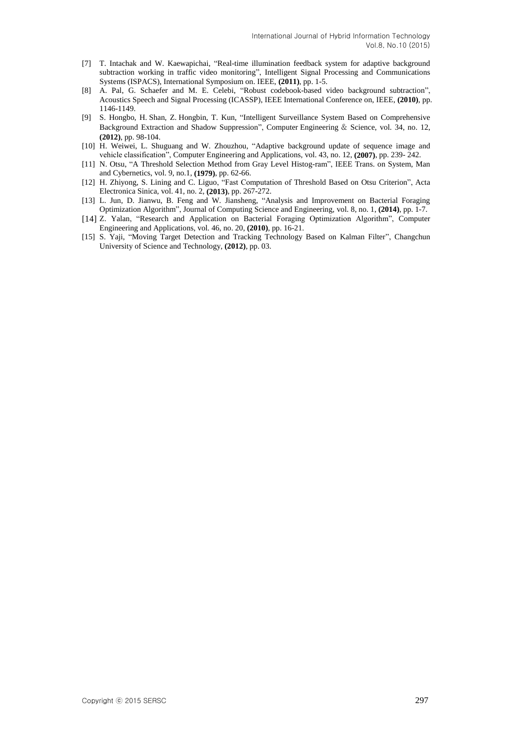[7] T. Intachak and W. Kaewapichai, "Real-time illumination feedback system for adaptive background subtraction working in traffic video monitoring", Intelligent Signal Processing and Communications Systems (ISPACS), International Symposium on. IEEE, **(2011)**, pp. 1-5.

[8] A. Pal, G. Schaefer and M. E. Celebi, "Robust codebook-based video background subtraction", Acoustics Speech and Signal Processing (ICASSP), IEEE International Conference on, IEEE, **(2010)**, pp. 1146-1149.

[9] S. Hongbo, H. Shan, Z. Hongbin, T. Kun, "Intelligent Surveillance System Based on Comprehensive Background Extraction and Shadow Suppression", Computer Engineering & Science, vol. 34, no. 12, **(2012)**, pp. 98-104.

[10] H. Weiwei, L. Shuguang and W. Zhouzhou, "Adaptive background update of sequence image and vehicle classification", Computer Engineering and Applications, vol. 43, no. 12, **(2007)**, pp. 239- 242.

[11] N. Otsu, "A Threshold Selection Method from Gray Level Histog-ram", IEEE Trans. on System, Man and Cybernetics, vol. 9, no.1, **(1979)**, pp. 62-66.

[12] H. Zhiyong, S. Lining and C. Liguo, "Fast Computation of Threshold Based on Otsu Criterion", Acta Electronica Sinica, vol. 41, no. 2, **(2013)**, pp. 267-272.

[13] L. Jun, D. Jianwu, B. Feng and W. Jiansheng, "Analysis and Improvement on Bacterial Foraging Optimization Algorithm", Journal of Computing Science and Engineering, vol. 8, no. 1, **(2014)**, pp. 1-7.

[14] Z. Yalan, "Research and Application on Bacterial Foraging Optimization Algorithm", Computer Engineering and Applications, vol. 46, no. 20, **(2010)**, pp. 16-21.

[15] S. Yaji, "Moving Target Detection and Tracking Technology Based on Kalman Filter", Changchun University of Science and Technology, **(2012)**, pp. 03.